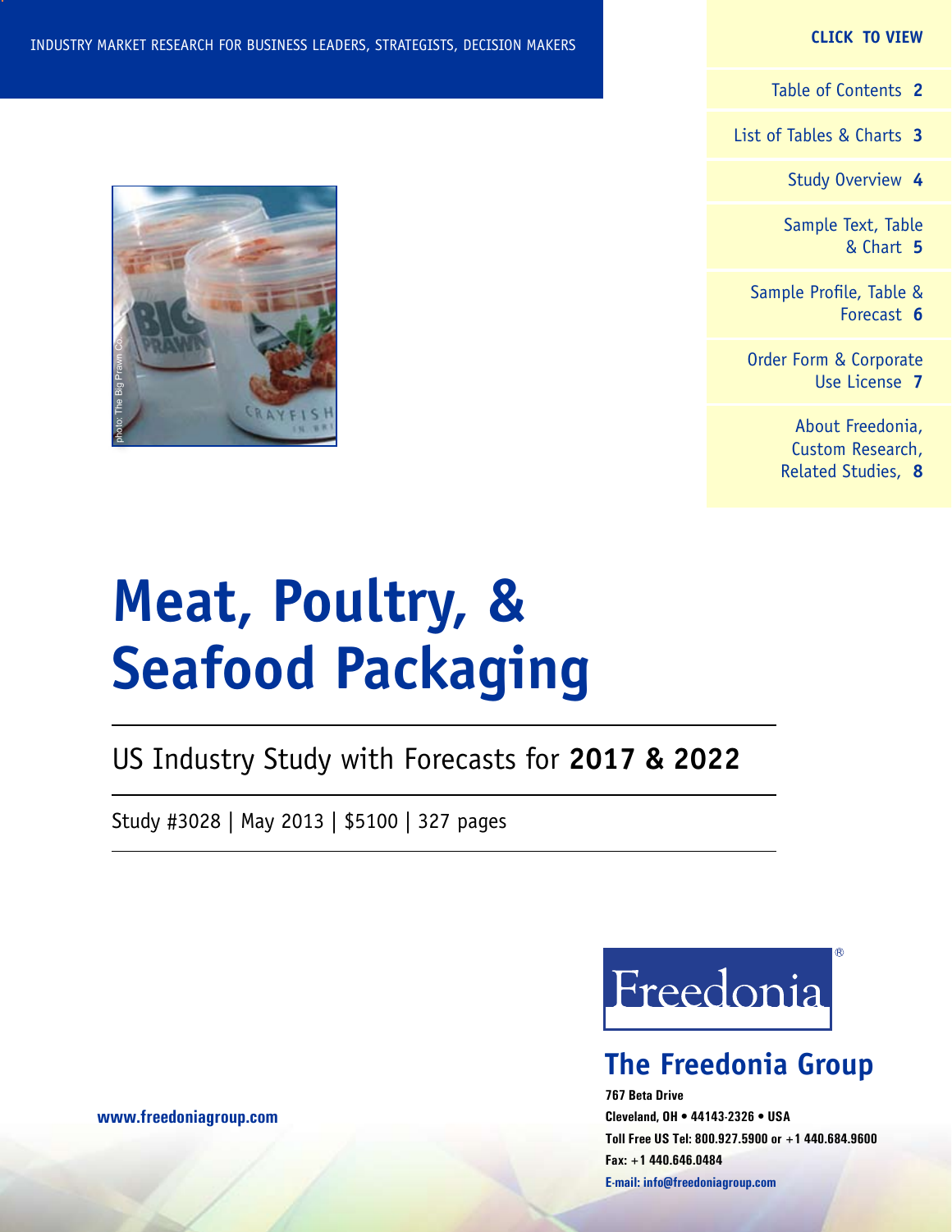INDUSTRY MARKET RESEARCH FOR BUSINESS LEADERS, STRATEGISTS, DECISION MAKERS

**CLICK TO VIEW**

- Table of Contents **2**
- List of Tables & Charts **3**
- Study Overview **4**
- Sample Text, Table & Chart **5**
- Sample Profile, Table & Forecast **6**
- Order Form & Corporate Use License **7**
- About Freedonia, Custom Research, Related Studies, **8**

photo: The Big Prawn Co.

# Meat, Poultry, & Seafood Packaging

## US Industry Study with Forecasts for **2017 & 2022**

Study #3028 | May 2013 | $5100 | 327 pages

Freedonia®

**The Freedonia Group**

**767 Beta Drive**
**Cleveland, OH • 44143-2326 • USA**
**Toll Free US Tel: 800.927.5900 or +1 440.684.9600**
**Fax: +1 440.646.0484**
**E-mail: info@freedoniagroup.com**

**www.freedoniagroup.com**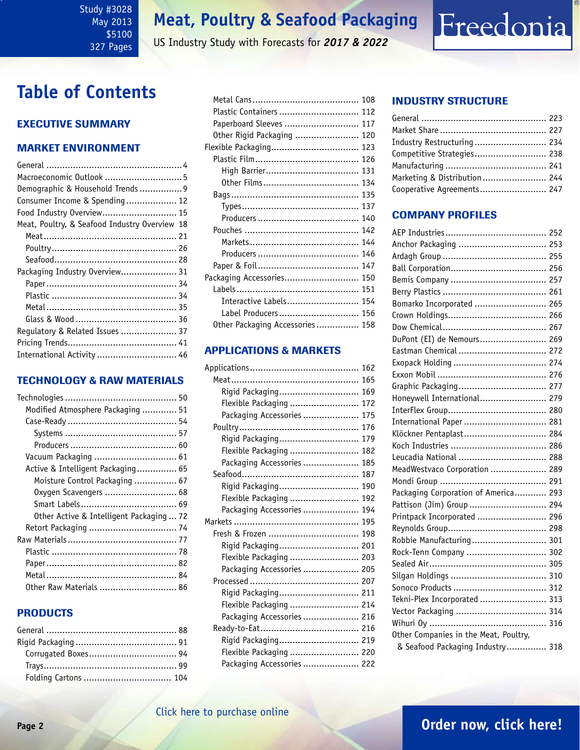Study #3028
May 2013
$5100
327 Pages

# Meat, Poultry & Seafood Packaging

US Industry Study with Forecasts for ***2017 & 2022***

## Table of Contents

### EXECUTIVE SUMMARY

### MARKET ENVIRONMENT

- General .... 4
- Macroeconomic Outlook .... 5
- Demographic & Household Trends .... 9
- Consumer Income & Spending .... 12
- Food Industry Overview .... 15
- Meat, Poultry, & Seafood Industry Overview .... 18
  - Meat .... 21
  - Poultry .... 26
  - Seafood .... 28
- Packaging Industry Overview .... 31
  - Paper .... 34
  - Plastic .... 34
  - Metal .... 35
  - Glass & Wood .... 36
- Regulatory & Related Issues .... 37
- Pricing Trends .... 41
- International Activity .... 46

### TECHNOLOGY & RAW MATERIALS

- Technologies .... 50
  - Modified Atmosphere Packaging .... 51
  - Case-Ready .... 54
    - Systems .... 57
    - Producers .... 60
  - Vacuum Packaging .... 61
  - Active & Intelligent Packaging .... 65
    - Moisture Control Packaging .... 67
    - Oxygen Scavengers .... 68
    - Smart Labels .... 69
    - Other Active & Intelligent Packaging .... 72
  - Retort Packaging .... 74
- Raw Materials .... 77
  - Plastic .... 78
  - Paper .... 82
  - Metal .... 84
  - Other Raw Materials .... 86

### PRODUCTS

- General .... 88
- Rigid Packaging .... 91
  - Corrugated Boxes .... 94
  - Trays .... 99
  - Folding Cartons .... 104
  - Metal Cans .... 108
  - Plastic Containers .... 112
  - Paperboard Sleeves .... 117
  - Other Rigid Packaging .... 120
- Flexible Packaging .... 123
  - Plastic Film .... 126
    - High Barrier .... 131
    - Other Films .... 134
  - Bags .... 135
    - Types .... 137
    - Producers .... 140
  - Pouches .... 142
    - Markets .... 144
    - Producers .... 146
  - Paper & Foil .... 147
- Packaging Accessories .... 150
  - Labels .... 151
    - Interactive Labels .... 154
    - Label Producers .... 156
  - Other Packaging Accessories .... 158

### APPLICATIONS & MARKETS

- Applications .... 162
  - Meat .... 165
    - Rigid Packaging .... 169
    - Flexible Packaging .... 172
    - Packaging Accessories .... 175
  - Poultry .... 176
    - Rigid Packaging .... 179
    - Flexible Packaging .... 182
    - Packaging Accessories .... 185
  - Seafood .... 187
    - Rigid Packaging .... 190
    - Flexible Packaging .... 192
    - Packaging Accessories .... 194
- Markets .... 195
  - Fresh & Frozen .... 198
    - Rigid Packaging .... 201
    - Flexible Packaging .... 203
    - Packaging Accessories .... 205
  - Processed .... 207
    - Rigid Packaging .... 211
    - Flexible Packaging .... 214
    - Packaging Accessories .... 216
  - Ready-to-Eat .... 216
    - Rigid Packaging .... 219
    - Flexible Packaging .... 220
    - Packaging Accessories .... 222

### INDUSTRY STRUCTURE

- General .... 223
- Market Share .... 227
- Industry Restructuring .... 234
- Competitive Strategies .... 238
- Manufacturing .... 241
- Marketing & Distribution .... 244
- Cooperative Agreements .... 247

### COMPANY PROFILES

- AEP Industries .... 252
- Anchor Packaging .... 253
- Ardagh Group .... 255
- Ball Corporation .... 256
- Bemis Company .... 257
- Berry Plastics .... 261
- Bomarko Incorporated .... 265
- Crown Holdings .... 266
- Dow Chemical .... 267
- DuPont (EI) de Nemours .... 269
- Eastman Chemical .... 272
- Exopack Holding .... 274
- Exxon Mobil .... 276
- Graphic Packaging .... 277
- Honeywell International .... 279
- InterFlex Group .... 280
- International Paper .... 281
- Klöckner Pentaplast .... 284
- Koch Industries .... 286
- Leucadia National .... 288
- MeadWestvaco Corporation .... 289
- Mondi Group .... 291
- Packaging Corporation of America .... 293
- Pattison (Jim) Group .... 294
- Printpack Incorporated .... 296
- Reynolds Group .... 298
- Robbie Manufacturing .... 301
- Rock-Tenn Company .... 302
- Sealed Air .... 305
- Silgan Holdings .... 310
- Sonoco Products .... 312
- Tekni-Plex Incorporated .... 313
- Vector Packaging .... 314
- Wihuri Oy .... 316
- Other Companies in the Meat, Poultry, & Seafood Packaging Industry .... 318

Click here to purchase online

**Order now, click here!**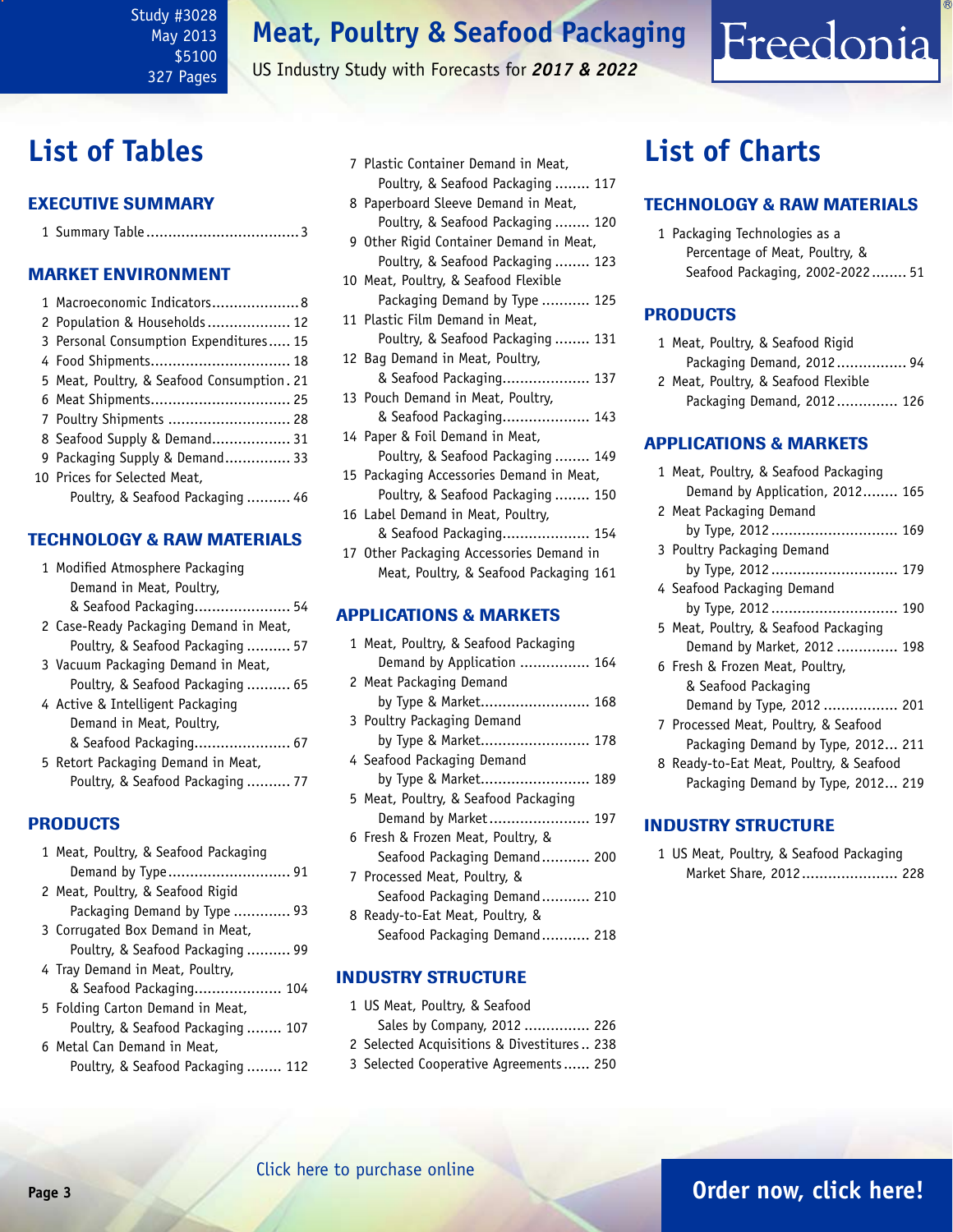# List of Tables

## EXECUTIVE SUMMARY

1 Summary Table .......... 3

## MARKET ENVIRONMENT

1 Macroeconomic Indicators .......... 8
2 Population & Households .......... 12
3 Personal Consumption Expenditures .......... 15
4 Food Shipments .......... 18
5 Meat, Poultry, & Seafood Consumption .......... 21
6 Meat Shipments .......... 25
7 Poultry Shipments .......... 28
8 Seafood Supply & Demand .......... 31
9 Packaging Supply & Demand .......... 33
10 Prices for Selected Meat, Poultry, & Seafood Packaging .......... 46

## TECHNOLOGY & RAW MATERIALS

1 Modified Atmosphere Packaging Demand in Meat, Poultry, & Seafood Packaging .......... 54
2 Case-Ready Packaging Demand in Meat, Poultry, & Seafood Packaging .......... 57
3 Vacuum Packaging Demand in Meat, Poultry, & Seafood Packaging .......... 65
4 Active & Intelligent Packaging Demand in Meat, Poultry, & Seafood Packaging .......... 67
5 Retort Packaging Demand in Meat, Poultry, & Seafood Packaging .......... 77

## PRODUCTS

1 Meat, Poultry, & Seafood Packaging Demand by Type .......... 91
2 Meat, Poultry, & Seafood Rigid Packaging Demand by Type .......... 93
3 Corrugated Box Demand in Meat, Poultry, & Seafood Packaging .......... 99
4 Tray Demand in Meat, Poultry, & Seafood Packaging .......... 104
5 Folding Carton Demand in Meat, Poultry, & Seafood Packaging .......... 107
6 Metal Can Demand in Meat, Poultry, & Seafood Packaging .......... 112
7 Plastic Container Demand in Meat, Poultry, & Seafood Packaging .......... 117
8 Paperboard Sleeve Demand in Meat, Poultry, & Seafood Packaging .......... 120
9 Other Rigid Container Demand in Meat, Poultry, & Seafood Packaging .......... 123
10 Meat, Poultry, & Seafood Flexible Packaging Demand by Type .......... 125
11 Plastic Film Demand in Meat, Poultry, & Seafood Packaging .......... 131
12 Bag Demand in Meat, Poultry, & Seafood Packaging .......... 137
13 Pouch Demand in Meat, Poultry, & Seafood Packaging .......... 143
14 Paper & Foil Demand in Meat, Poultry, & Seafood Packaging .......... 149
15 Packaging Accessories Demand in Meat, Poultry, & Seafood Packaging .......... 150
16 Label Demand in Meat, Poultry, & Seafood Packaging .......... 154
17 Other Packaging Accessories Demand in Meat, Poultry, & Seafood Packaging 161

## APPLICATIONS & MARKETS

1 Meat, Poultry, & Seafood Packaging Demand by Application .......... 164
2 Meat Packaging Demand by Type & Market .......... 168
3 Poultry Packaging Demand by Type & Market .......... 178
4 Seafood Packaging Demand by Type & Market .......... 189
5 Meat, Poultry, & Seafood Packaging Demand by Market .......... 197
6 Fresh & Frozen Meat, Poultry, & Seafood Packaging Demand .......... 200
7 Processed Meat, Poultry, & Seafood Packaging Demand .......... 210
8 Ready-to-Eat Meat, Poultry, & Seafood Packaging Demand .......... 218

## INDUSTRY STRUCTURE

1 US Meat, Poultry, & Seafood Sales by Company, 2012 .......... 226
2 Selected Acquisitions & Divestitures .......... 238
3 Selected Cooperative Agreements .......... 250

# List of Charts

## TECHNOLOGY & RAW MATERIALS

1 Packaging Technologies as a Percentage of Meat, Poultry, & Seafood Packaging, 2002-2022 .......... 51

## PRODUCTS

1 Meat, Poultry, & Seafood Rigid Packaging Demand, 2012 .......... 94
2 Meat, Poultry, & Seafood Flexible Packaging Demand, 2012 .......... 126

## APPLICATIONS & MARKETS

1 Meat, Poultry, & Seafood Packaging Demand by Application, 2012 .......... 165
2 Meat Packaging Demand by Type, 2012 .......... 169
3 Poultry Packaging Demand by Type, 2012 .......... 179
4 Seafood Packaging Demand by Type, 2012 .......... 190
5 Meat, Poultry, & Seafood Packaging Demand by Market, 2012 .......... 198
6 Fresh & Frozen Meat, Poultry, & Seafood Packaging Demand by Type, 2012 .......... 201
7 Processed Meat, Poultry, & Seafood Packaging Demand by Type, 2012 .......... 211
8 Ready-to-Eat Meat, Poultry, & Seafood Packaging Demand by Type, 2012 .......... 219

## INDUSTRY STRUCTURE

1 US Meat, Poultry, & Seafood Packaging Market Share, 2012 .......... 228

Click here to purchase online

**Order now, click here!**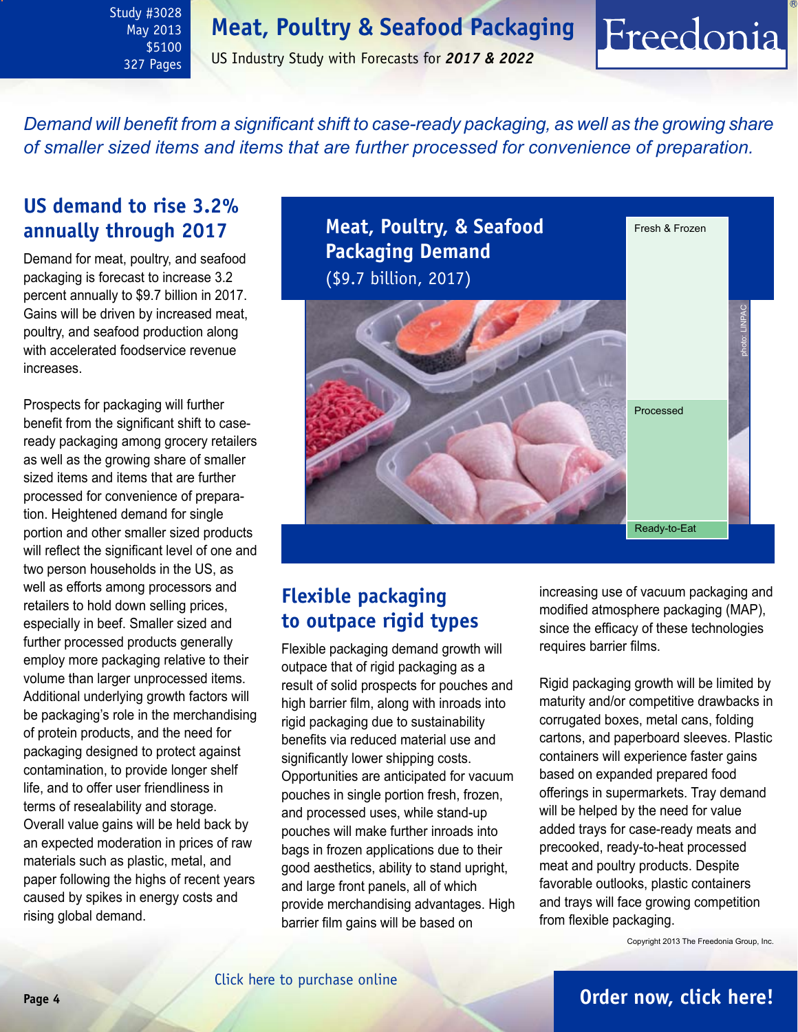*Demand will benefit from a significant shift to case-ready packaging, as well as the growing share of smaller sized items and items that are further processed for convenience of preparation.*

## US demand to rise 3.2% annually through 2017

Demand for meat, poultry, and seafood packaging is forecast to increase 3.2 percent annually to $9.7 billion in 2017. Gains will be driven by increased meat, poultry, and seafood production along with accelerated foodservice revenue increases.

Prospects for packaging will further benefit from the significant shift to case-ready packaging among grocery retailers as well as the growing share of smaller sized items and items that are further processed for convenience of preparation. Heightened demand for single portion and other smaller sized products will reflect the significant level of one and two person households in the US, as well as efforts among processors and retailers to hold down selling prices, especially in beef. Smaller sized and further processed products generally employ more packaging relative to their volume than larger unprocessed items. Additional underlying growth factors will be packaging's role in the merchandising of protein products, and the need for packaging designed to protect against contamination, to provide longer shelf life, and to offer user friendliness in terms of resealability and storage. Overall value gains will be held back by an expected moderation in prices of raw materials such as plastic, metal, and paper following the highs of recent years caused by spikes in energy costs and rising global demand.

**Meat, Poultry, & Seafood Packaging Demand**
($9.7 billion, 2017)

- Fresh & Frozen
- Processed
- Ready-to-Eat

photo: LINPAC

## Flexible packaging to outpace rigid types

Flexible packaging demand growth will outpace that of rigid packaging as a result of solid prospects for pouches and high barrier film, along with inroads into rigid packaging due to sustainability benefits via reduced material use and significantly lower shipping costs. Opportunities are anticipated for vacuum pouches in single portion fresh, frozen, and processed uses, while stand-up pouches will make further inroads into bags in frozen applications due to their good aesthetics, ability to stand upright, and large front panels, all of which provide merchandising advantages. High barrier film gains will be based on increasing use of vacuum packaging and modified atmosphere packaging (MAP), since the efficacy of these technologies requires barrier films.

Rigid packaging growth will be limited by maturity and/or competitive drawbacks in corrugated boxes, metal cans, folding cartons, and paperboard sleeves. Plastic containers will experience faster gains based on expanded prepared food offerings in supermarkets. Tray demand will be helped by the need for value added trays for case-ready meats and precooked, ready-to-heat processed meat and poultry products. Despite favorable outlooks, plastic containers and trays will face growing competition from flexible packaging.

Copyright 2013 The Freedonia Group, Inc.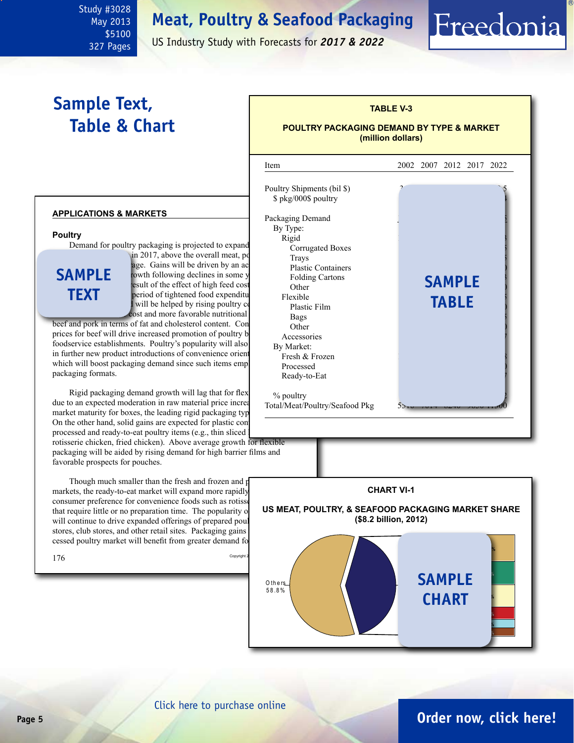Study #3028
May 2013
$5100
327 Pages

# Meat, Poultry & Seafood Packaging

US Industry Study with Forecasts for ***2017 & 2022***

## Sample Text, Table & Chart

### APPLICATIONS & MARKETS

#### Poultry

Demand for poultry packaging is projected to expand in 2017, above the overall meat, po age. Gains will be driven by an ac rowth following declines in some y esult of the effect of high feed cost period of tightened food expenditu will be helped by rising poultry c cost and more favorable nutritional beef and pork in terms of fat and cholesterol content. Con prices for beef will drive increased promotion of poultry b foodservice establishments. Poultry's popularity will also in further new product introductions of convenience orient which will boost packaging demand since such items emp packaging formats.

Rigid packaging demand growth will lag that for flex due to an expected moderation in raw material price increa market maturity for boxes, the leading rigid packaging typ On the other hand, solid gains are expected for plastic con processed and ready-to-eat poultry items (e.g., thin sliced rotisserie chicken, fried chicken). Above average growth for flexible packaging will be aided by rising demand for high barrier films and favorable prospects for pouches.

Though much smaller than the fresh and frozen and p markets, the ready-to-eat market will expand more rapidly consumer preference for convenience foods such as rotisse that require little or no preparation time. The popularity o will continue to drive expanded offerings of prepared poul stores, club stores, and other retail sites. Packaging gains cessed poultry market will benefit from greater demand fo

SAMPLE TEXT

**TABLE V-3**

**POULTRY PACKAGING DEMAND BY TYPE & MARKET (million dollars)**

| Item | 2002 | 2007 | 2012 | 2017 | 2022 |
|---|---|---|---|---|---|
| Poultry Shipments (bil $) | | | | | |
| $ pkg/000$ poultry | | | | | |
| | | | | | |
| Packaging Demand | | | | | |
| By Type: | | | | | |
| Rigid | | | | | |
| Corrugated Boxes | | | | | |
| Trays | | | | | |
| Plastic Containers | | | | | |
| Folding Cartons | | | | | |
| Other | | | | | |
| Flexible | | | | | |
| Plastic Film | | | | | |
| Bags | | | | | |
| Other | | | | | |
| Accessories | | | | | |
| By Market: | | | | | |
| Fresh & Frozen | | | | | |
| Processed | | | | | |
| Ready-to-Eat | | | | | |
| | | | | | |
| % poultry | | | | | |
| Total/Meat/Poultry/Seafood Pkg | | | | | 11500 |

SAMPLE TABLE

**CHART VI-1**

**US MEAT, POULTRY, & SEAFOOD PACKAGING MARKET SHARE ($8.2 billion, 2012)**

Others 58.8%

SAMPLE CHART

Click here to purchase online

**Order now, click here!**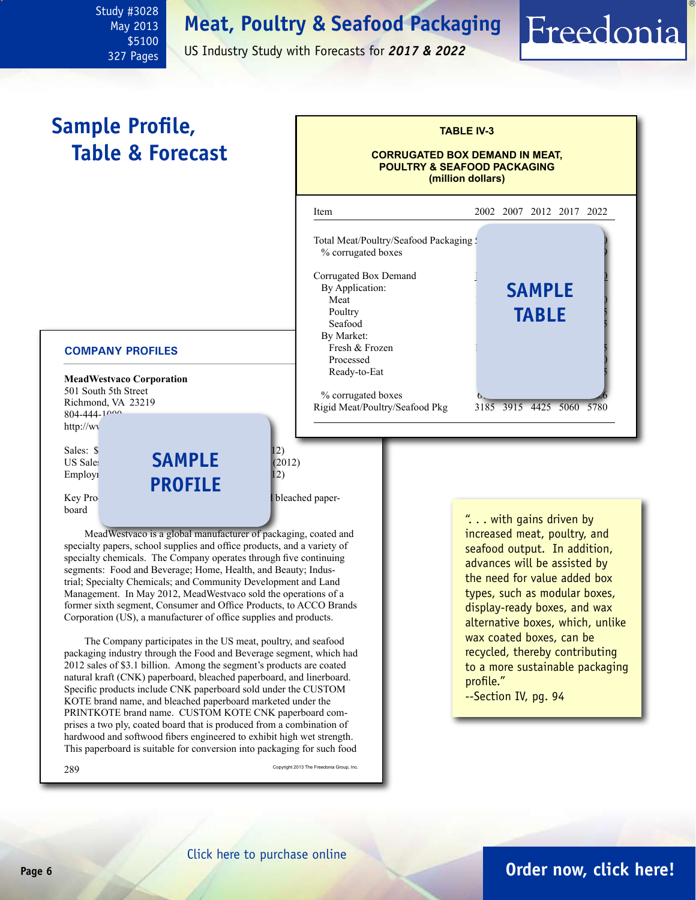Study #3028
May 2013
$5100
327 Pages

# Meat, Poultry & Seafood Packaging

US Industry Study with Forecasts for ***2017 & 2022***

## Sample Profile, Table & Forecast

**TABLE IV-3**

**CORRUGATED BOX DEMAND IN MEAT, POULTRY & SEAFOOD PACKAGING (million dollars)**

| Item | 2002 | 2007 | 2012 | 2017 | 2022 |
|---|---|---|---|---|---|
| Total Meat/Poultry/Seafood Packaging | | | | | |
| % corrugated boxes | | | | | |
| Corrugated Box Demand | | | | | |
| By Application: | | | | | |
| Meat | | | | | |
| Poultry | | | | | |
| Seafood | | | | | |
| By Market: | | | | | |
| Fresh & Frozen | | | | | |
| Processed | | | | | |
| Ready-to-Eat | | | | | |
| % corrugated boxes | | | | | |
| Rigid Meat/Poultry/Seafood Pkg | 3185 | 3915 | 4425 | 5060 | 5780 |

SAMPLE TABLE

**COMPANY PROFILES**

**MeadWestvaco Corporation**
501 South 5th Street
Richmond, VA 23219
804-444-1000
http://www...

Sales: $... (2012)
US Sales ... (2012)
Employ... (2012)

Key Pro... bleached paperboard

SAMPLE PROFILE

MeadWestvaco is a global manufacturer of packaging, coated and specialty papers, school supplies and office products, and a variety of specialty chemicals. The Company operates through five continuing segments: Food and Beverage; Home, Health, and Beauty; Industrial; Specialty Chemicals; and Community Development and Land Management. In May 2012, MeadWestvaco sold the operations of a former sixth segment, Consumer and Office Products, to ACCO Brands Corporation (US), a manufacturer of office supplies and products.

The Company participates in the US meat, poultry, and seafood packaging industry through the Food and Beverage segment, which had 2012 sales of $3.1 billion. Among the segment's products are coated natural kraft (CNK) paperboard, bleached paperboard, and linerboard. Specific products include CNK paperboard sold under the CUSTOM KOTE brand name, and bleached paperboard marketed under the PRINTKOTE brand name. CUSTOM KOTE CNK paperboard comprises a two ply, coated board that is produced from a combination of hardwood and softwood fibers engineered to exhibit high wet strength. This paperboard is suitable for conversion into packaging for such food

289 Copyright 2013 The Freedonia Group, Inc.

". . . with gains driven by increased meat, poultry, and seafood output. In addition, advances will be assisted by the need for value added box types, such as modular boxes, display-ready boxes, and wax alternative boxes, which, unlike wax coated boxes, can be recycled, thereby contributing to a more sustainable packaging profile."
--Section IV, pg. 94

Click here to purchase online

**Order now, click here!**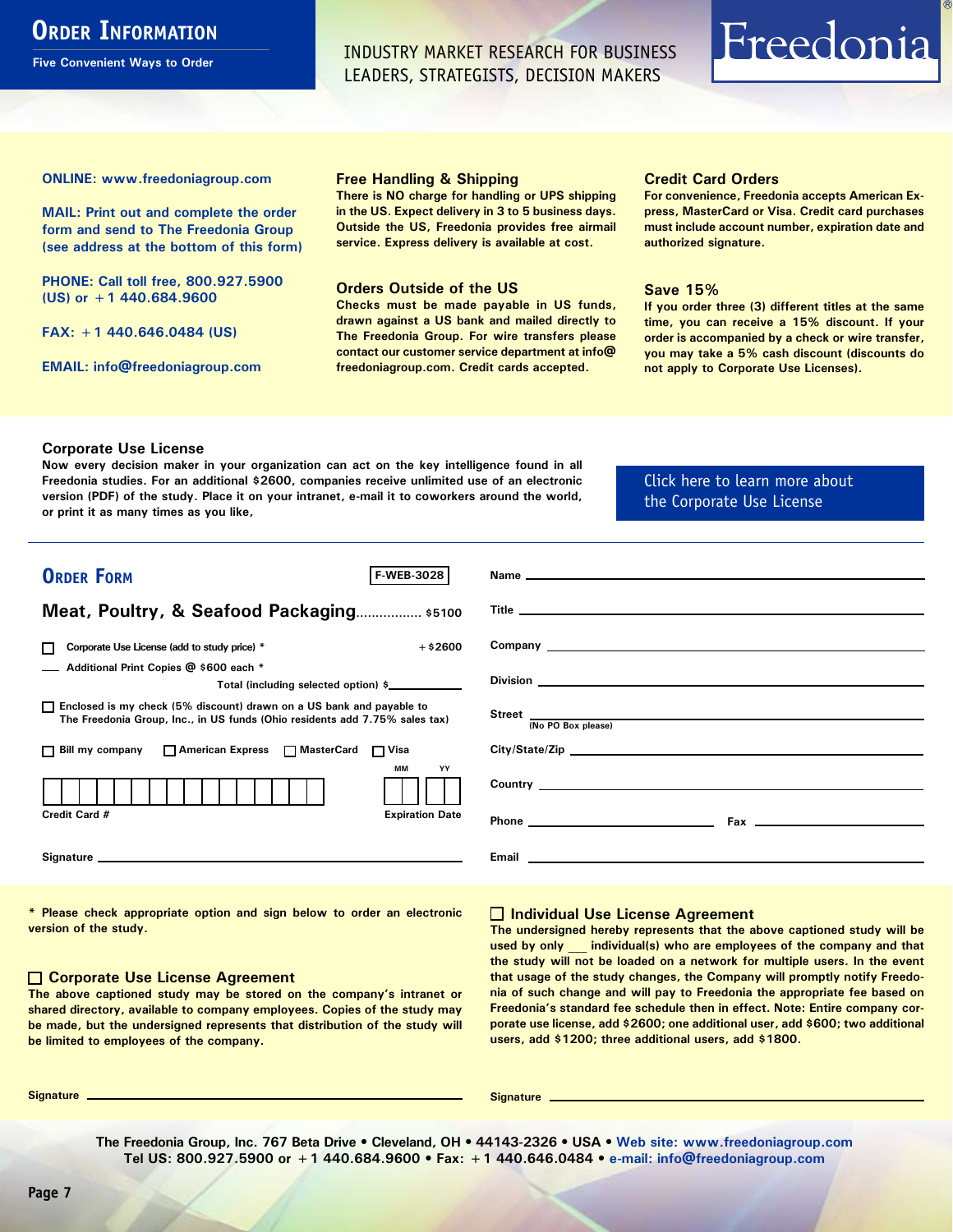# Order Information

Five Convenient Ways to Order

INDUSTRY MARKET RESEARCH FOR BUSINESS LEADERS, STRATEGISTS, DECISION MAKERS

Freedonia®

**ONLINE: www.freedoniagroup.com**

**MAIL: Print out and complete the order form and send to The Freedonia Group (see address at the bottom of this form)**

**PHONE: Call toll free, 800.927.5900 (US) or +1 440.684.9600**

**FAX: +1 440.646.0484 (US)**

**EMAIL: info@freedoniagroup.com**

### Free Handling & Shipping

There is NO charge for handling or UPS shipping in the US. Expect delivery in 3 to 5 business days. Outside the US, Freedonia provides free airmail service. Express delivery is available at cost.

### Orders Outside of the US

Checks must be made payable in US funds, drawn against a US bank and mailed directly to The Freedonia Group. For wire transfers please contact our customer service department at info@freedoniagroup.com. Credit cards accepted.

### Credit Card Orders

For convenience, Freedonia accepts American Express, MasterCard or Visa. Credit card purchases must include account number, expiration date and authorized signature.

### Save 15%

If you order three (3) different titles at the same time, you can receive a 15% discount. If your order is accompanied by a check or wire transfer, you may take a 5% cash discount (discounts do not apply to Corporate Use Licenses).

### Corporate Use License

Now every decision maker in your organization can act on the key intelligence found in all Freedonia studies. For an additional $2600, companies receive unlimited use of an electronic version (PDF) of the study. Place it on your intranet, e-mail it to coworkers around the world, or print it as many times as you like,

Click here to learn more about the Corporate Use License

## Order Form

F-WEB-3028

**Meat, Poultry, & Seafood Packaging** ................. $5100

☐ Corporate Use License (add to study price) * +$2600

___ Additional Print Copies @ $600 each *

Total (including selected option) $__________

☐ Enclosed is my check (5% discount) drawn on a US bank and payable to The Freedonia Group, Inc., in US funds (Ohio residents add 7.75% sales tax)

☐ Bill my company ☐ American Express ☐ MasterCard ☐ Visa

Credit Card # ____________________ Expiration Date MM / YY

Signature ____________________

Name ____________________

Title ____________________

Company ____________________

Division ____________________

Street ____________________ (No PO Box please)

City/State/Zip ____________________

Country ____________________

Phone ____________________ Fax ____________________

Email ____________________

\* Please check appropriate option and sign below to order an electronic version of the study.

### ☐ Corporate Use License Agreement

The above captioned study may be stored on the company's intranet or shared directory, available to company employees. Copies of the study may be made, but the undersigned represents that distribution of the study will be limited to employees of the company.

Signature ____________________

### ☐ Individual Use License Agreement

The undersigned hereby represents that the above captioned study will be used by only ___ individual(s) who are employees of the company and that the study will not be loaded on a network for multiple users. In the event that usage of the study changes, the Company will promptly notify Freedonia of such change and will pay to Freedonia the appropriate fee based on Freedonia's standard fee schedule then in effect. Note: Entire company corporate use license, add $2600; one additional user, add $600; two additional users, add $1200; three additional users, add $1800.

Signature ____________________

The Freedonia Group, Inc. 767 Beta Drive • Cleveland, OH • 44143-2326 • USA • Web site: www.freedoniagroup.com
Tel US: 800.927.5900 or +1 440.684.9600 • Fax: +1 440.646.0484 • e-mail: info@freedoniagroup.com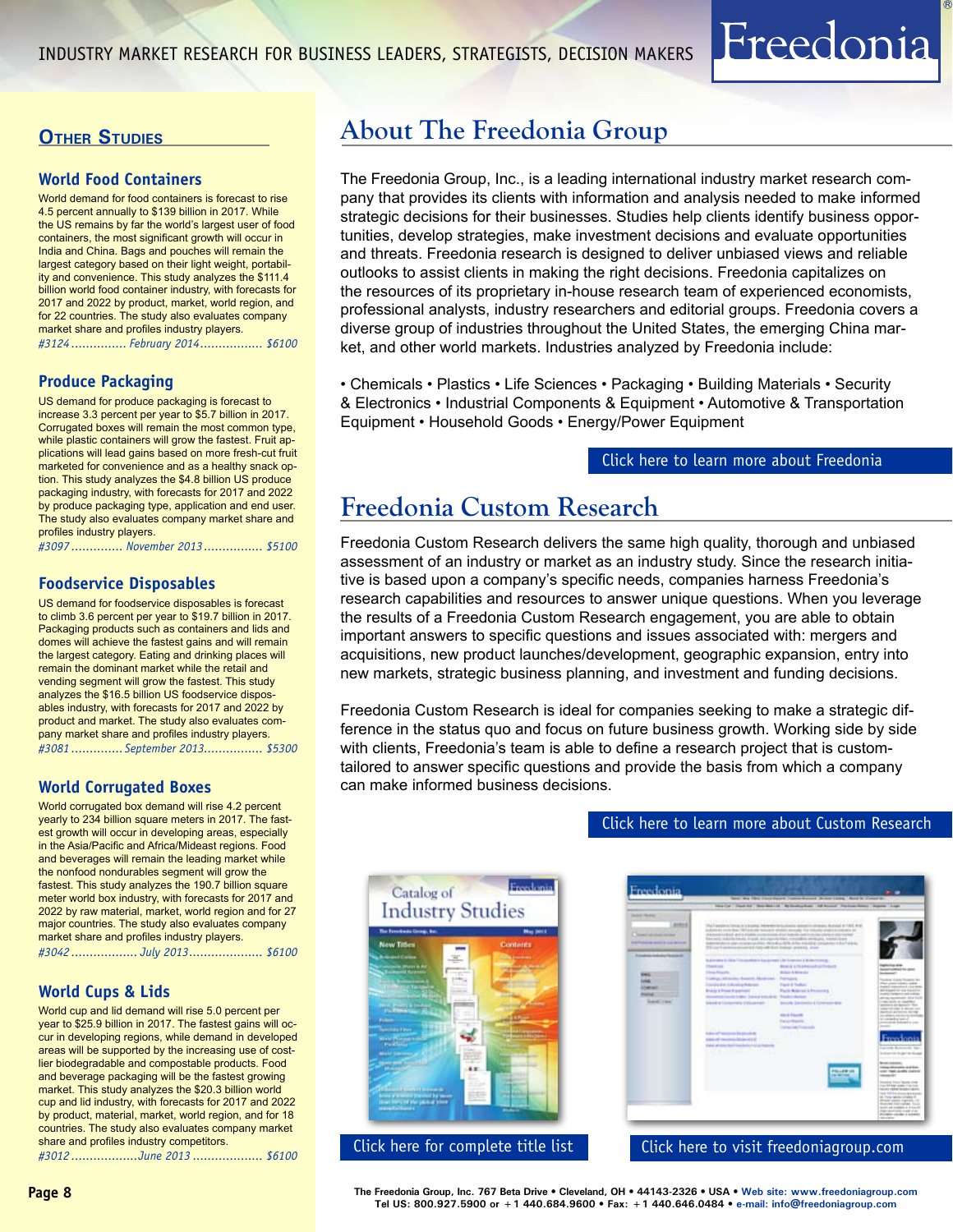## Other Studies

### World Food Containers

World demand for food containers is forecast to rise 4.5 percent annually to $139 billion in 2017. While the US remains by far the world's largest user of food containers, the most significant growth will occur in India and China. Bags and pouches will remain the largest category based on their light weight, portability and convenience. This study analyzes the $111.4 billion world food container industry, with forecasts for 2017 and 2022 by product, market, world region, and for 22 countries. The study also evaluates company market share and profiles industry players.

*#3124 ............... February 2014 ................. $6100*

### Produce Packaging

US demand for produce packaging is forecast to increase 3.3 percent per year to $5.7 billion in 2017. Corrugated boxes will remain the most common type, while plastic containers will grow the fastest. Fruit applications will lead gains based on more fresh-cut fruit marketed for convenience and as a healthy snack option. This study analyzes the $4.8 billion US produce packaging industry, with forecasts for 2017 and 2022 by produce packaging type, application and end user. The study also evaluates company market share and profiles industry players.

*#3097 .............. November 2013 ................ $5100*

### Foodservice Disposables

US demand for foodservice disposables is forecast to climb 3.6 percent per year to $19.7 billion in 2017. Packaging products such as containers and lids and domes will achieve the fastest gains and will remain the largest category. Eating and drinking places will remain the dominant market while the retail and vending segment will grow the fastest. This study analyzes the $16.5 billion US foodservice disposables industry, with forecasts for 2017 and 2022 by product and market. The study also evaluates company market share and profiles industry players.

*#3081 .............. September 2013................ $5300*

### World Corrugated Boxes

World corrugated box demand will rise 4.2 percent yearly to 234 billion square meters in 2017. The fastest growth will occur in developing areas, especially in the Asia/Pacific and Africa/Mideast regions. Food and beverages will remain the leading market while the nonfood nondurables segment will grow the fastest. This study analyzes the 190.7 billion square meter world box industry, with forecasts for 2017 and 2022 by raw material, market, world region and for 27 major countries. The study also evaluates company market share and profiles industry players.

*#3042 .................. July 2013.................... $6100*

### World Cups & Lids

World cup and lid demand will rise 5.0 percent per year to $25.9 billion in 2017. The fastest gains will occur in developing regions, while demand in developed areas will be supported by the increasing use of costlier biodegradable and compostable products. Food and beverage packaging will be the fastest growing market. This study analyzes the $20.3 billion world cup and lid industry, with forecasts for 2017 and 2022 by product, material, market, world region, and for 18 countries. The study also evaluates company market share and profiles industry competitors.

*#3012 ..................June 2013 ................... $6100*

## About The Freedonia Group

The Freedonia Group, Inc., is a leading international industry market research company that provides its clients with information and analysis needed to make informed strategic decisions for their businesses. Studies help clients identify business opportunities, develop strategies, make investment decisions and evaluate opportunities and threats. Freedonia research is designed to deliver unbiased views and reliable outlooks to assist clients in making the right decisions. Freedonia capitalizes on the resources of its proprietary in-house research team of experienced economists, professional analysts, industry researchers and editorial groups. Freedonia covers a diverse group of industries throughout the United States, the emerging China market, and other world markets. Industries analyzed by Freedonia include:

• Chemicals • Plastics • Life Sciences • Packaging • Building Materials • Security & Electronics • Industrial Components & Equipment • Automotive & Transportation Equipment • Household Goods • Energy/Power Equipment

Click here to learn more about Freedonia

## Freedonia Custom Research

Freedonia Custom Research delivers the same high quality, thorough and unbiased assessment of an industry or market as an industry study. Since the research initiative is based upon a company's specific needs, companies harness Freedonia's research capabilities and resources to answer unique questions. When you leverage the results of a Freedonia Custom Research engagement, you are able to obtain important answers to specific questions and issues associated with: mergers and acquisitions, new product launches/development, geographic expansion, entry into new markets, strategic business planning, and investment and funding decisions.

Freedonia Custom Research is ideal for companies seeking to make a strategic difference in the status quo and focus on future business growth. Working side by side with clients, Freedonia's team is able to define a research project that is custom-tailored to answer specific questions and provide the basis from which a company can make informed business decisions.

Click here to learn more about Custom Research

Click here for complete title list

Click here to visit freedoniagroup.com

**The Freedonia Group, Inc. 767 Beta Drive • Cleveland, OH • 44143-2326 • USA • Web site: www.freedoniagroup.com**
**Tel US: 800.927.5900 or +1 440.684.9600 • Fax: +1 440.646.0484 • e-mail: info@freedoniagroup.com**